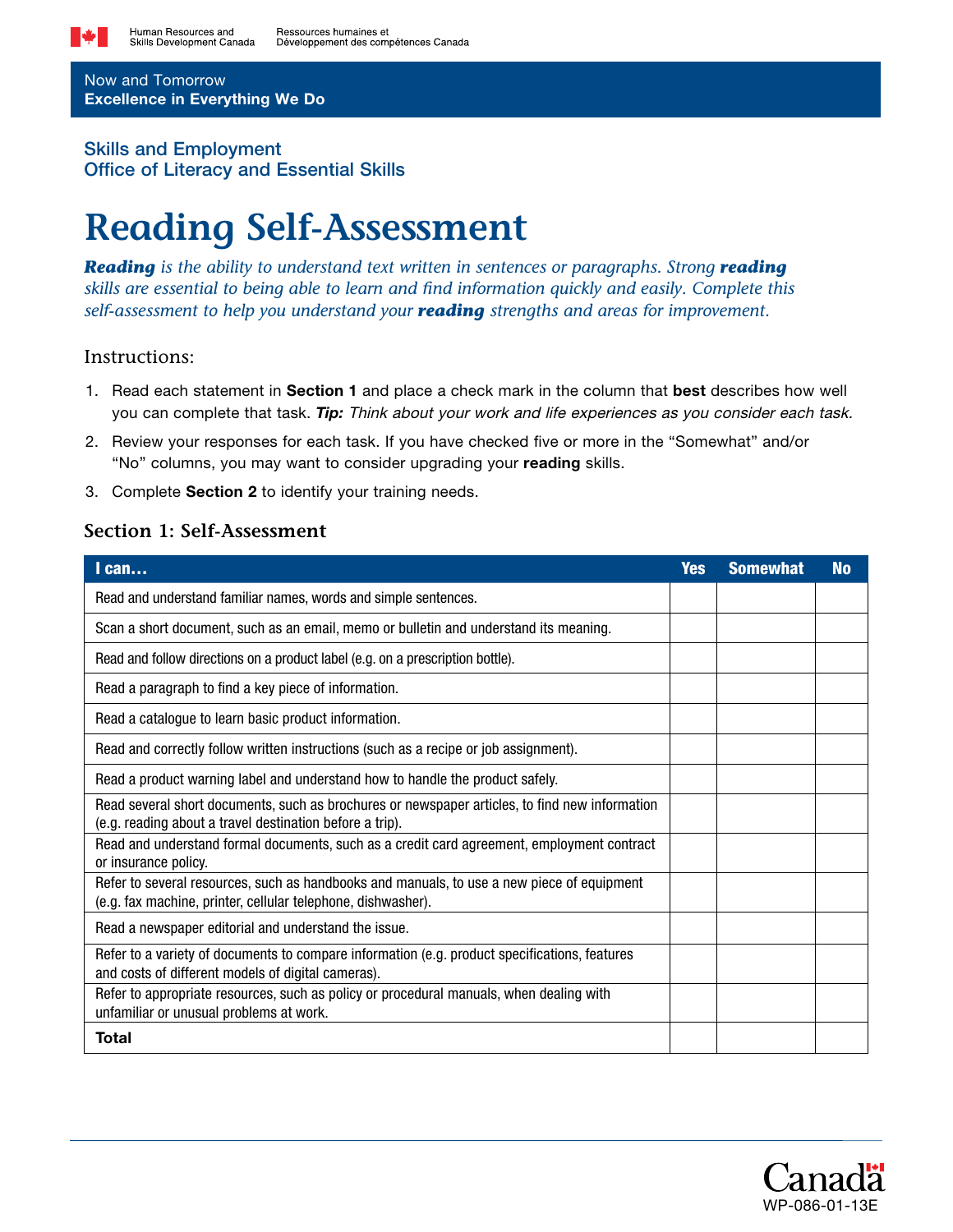Human Resources and Skills Development Canada | Ressources humaines et Développement des compétences Canada

Now and Tomorrow
**Excellence in Everything We Do**

Skills and Employment
Office of Literacy and Essential Skills

# Reading Self-Assessment

***Reading*** *is the ability to understand text written in sentences or paragraphs. Strong* ***reading*** *skills are essential to being able to learn and find information quickly and easily. Complete this self-assessment to help you understand your* ***reading*** *strengths and areas for improvement.*

## Instructions:

1. Read each statement in **Section 1** and place a check mark in the column that **best** describes how well you can complete that task. ***Tip:*** *Think about your work and life experiences as you consider each task.*
2. Review your responses for each task. If you have checked five or more in the "Somewhat" and/or "No" columns, you may want to consider upgrading your **reading** skills.
3. Complete **Section 2** to identify your training needs.

### Section 1: Self-Assessment

| I can… | Yes | Somewhat | No |
|---|---|---|---|
| Read and understand familiar names, words and simple sentences. | | | |
| Scan a short document, such as an email, memo or bulletin and understand its meaning. | | | |
| Read and follow directions on a product label (e.g. on a prescription bottle). | | | |
| Read a paragraph to find a key piece of information. | | | |
| Read a catalogue to learn basic product information. | | | |
| Read and correctly follow written instructions (such as a recipe or job assignment). | | | |
| Read a product warning label and understand how to handle the product safely. | | | |
| Read several short documents, such as brochures or newspaper articles, to find new information (e.g. reading about a travel destination before a trip). | | | |
| Read and understand formal documents, such as a credit card agreement, employment contract or insurance policy. | | | |
| Refer to several resources, such as handbooks and manuals, to use a new piece of equipment (e.g. fax machine, printer, cellular telephone, dishwasher). | | | |
| Read a newspaper editorial and understand the issue. | | | |
| Refer to a variety of documents to compare information (e.g. product specifications, features and costs of different models of digital cameras). | | | |
| Refer to appropriate resources, such as policy or procedural manuals, when dealing with unfamiliar or unusual problems at work. | | | |
| **Total** | | | |

WP-086-01-13E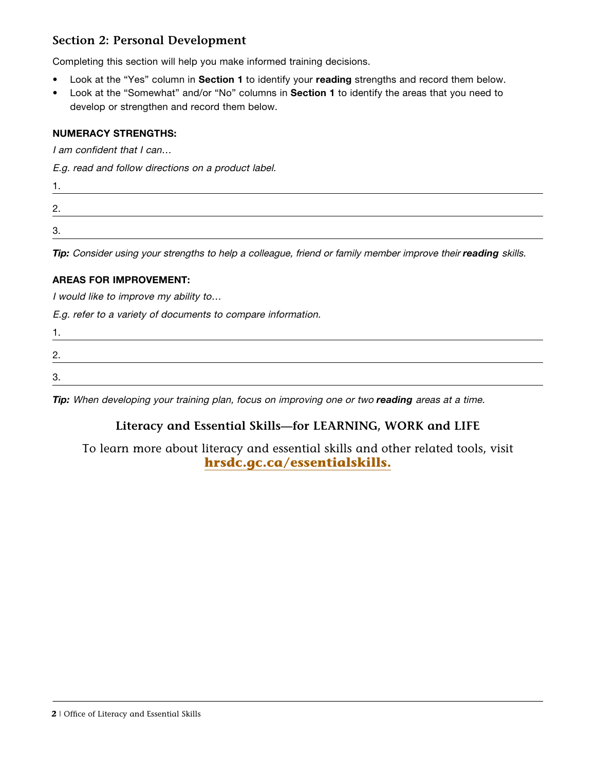## Section 2: Personal Development

Completing this section will help you make informed training decisions.

- Look at the "Yes" column in **Section 1** to identify your **reading** strengths and record them below.
- Look at the "Somewhat" and/or "No" columns in **Section 1** to identify the areas that you need to develop or strengthen and record them below.

**NUMERACY STRENGTHS:**

*I am confident that I can…*

*E.g. read and follow directions on a product label.*

1. ______________________________

2. ______________________________

3. ______________________________

***Tip:*** *Consider using your strengths to help a colleague, friend or family member improve their* ***reading*** *skills.*

**AREAS FOR IMPROVEMENT:**

*I would like to improve my ability to…*

*E.g. refer to a variety of documents to compare information.*

1. ______________________________

2. ______________________________

3. ______________________________

***Tip:*** *When developing your training plan, focus on improving one or two* ***reading*** *areas at a time.*

**Literacy and Essential Skills—for LEARNING, WORK and LIFE**

To learn more about literacy and essential skills and other related tools, visit **hrsdc.gc.ca/essentialskills.**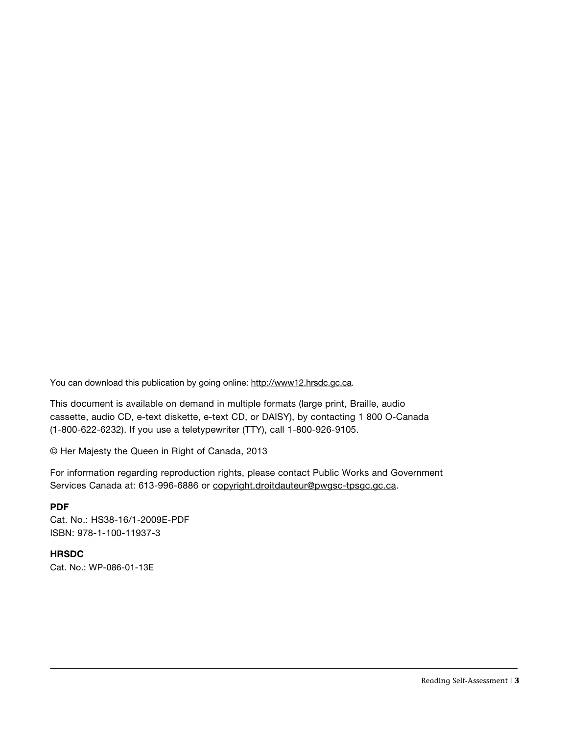You can download this publication by going online: http://www12.hrsdc.gc.ca.

This document is available on demand in multiple formats (large print, Braille, audio cassette, audio CD, e-text diskette, e-text CD, or DAISY), by contacting 1 800 O-Canada (1-800-622-6232). If you use a teletypewriter (TTY), call 1-800-926-9105.

© Her Majesty the Queen in Right of Canada, 2013

For information regarding reproduction rights, please contact Public Works and Government Services Canada at: 613-996-6886 or copyright.droitdauteur@pwgsc-tpsgc.gc.ca.

**PDF**
Cat. No.: HS38-16/1-2009E-PDF
ISBN: 978-1-100-11937-3

**HRSDC**
Cat. No.: WP-086-01-13E